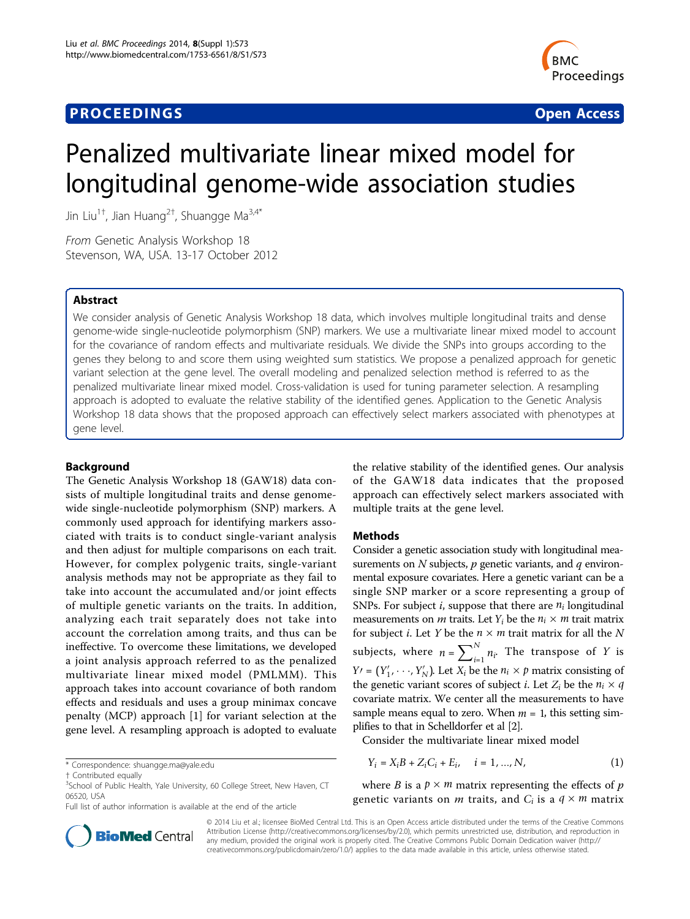**PROCEEDINGS** **Open Access**

# Penalized multivariate linear mixed model for longitudinal genome-wide association studies

Jin Liu[1†], Jian Huang[2†], Shuangge Ma[3,4*]

*From* Genetic Analysis Workshop 18
Stevenson, WA, USA. 13-17 October 2012

## Abstract

We consider analysis of Genetic Analysis Workshop 18 data, which involves multiple longitudinal traits and dense genome-wide single-nucleotide polymorphism (SNP) markers. We use a multivariate linear mixed model to account for the covariance of random effects and multivariate residuals. We divide the SNPs into groups according to the genes they belong to and score them using weighted sum statistics. We propose a penalized approach for genetic variant selection at the gene level. The overall modeling and penalized selection method is referred to as the penalized multivariate linear mixed model. Cross-validation is used for tuning parameter selection. A resampling approach is adopted to evaluate the relative stability of the identified genes. Application to the Genetic Analysis Workshop 18 data shows that the proposed approach can effectively select markers associated with phenotypes at gene level.

## Background

The Genetic Analysis Workshop 18 (GAW18) data consists of multiple longitudinal traits and dense genome-wide single-nucleotide polymorphism (SNP) markers. A commonly used approach for identifying markers associated with traits is to conduct single-variant analysis and then adjust for multiple comparisons on each trait. However, for complex polygenic traits, single-variant analysis methods may not be appropriate as they fail to take into account the accumulated and/or joint effects of multiple genetic variants on the traits. In addition, analyzing each trait separately does not take into account the correlation among traits, and thus can be ineffective. To overcome these limitations, we developed a joint analysis approach referred to as the penalized multivariate linear mixed model (PMLMM). This approach takes into account covariance of both random effects and residuals and uses a group minimax concave penalty (MCP) approach [1] for variant selection at the gene level. A resampling approach is adopted to evaluate the relative stability of the identified genes. Our analysis of the GAW18 data indicates that the proposed approach can effectively select markers associated with multiple traits at the gene level.

## Methods

Consider a genetic association study with longitudinal measurements on $N$ subjects, $p$ genetic variants, and $q$ environmental exposure covariates. Here a genetic variant can be a single SNP marker or a score representing a group of SNPs. For subject $i$, suppose that there are $n_i$ longitudinal measurements on $m$ traits. Let $Y_i$ be the $n_i \times m$ trait matrix for subject $i$. Let $Y$ be the $n \times m$ trait matrix for all the $N$ subjects, where $n = \sum_{i=1}^{N} n_i$. The transpose of $Y$ is $Y' = (Y_1', \cdots, Y_N')$. Let $X_i$ be the $n_i \times p$ matrix consisting of the genetic variant scores of subject $i$. Let $Z_i$ be the $n_i \times q$ covariate matrix. We center all the measurements to have sample means equal to zero. When $m = 1$, this setting simplifies to that in Schelldorfer et al [2].

Consider the multivariate linear mixed model

$$Y_i = X_i B + Z_i C_i + E_i, \quad i = 1, \ldots, N, \tag{1}$$

where $B$ is a $p \times m$ matrix representing the effects of $p$ genetic variants on $m$ traits, and $C_i$ is a $q \times m$ matrix

\* Correspondence: shuangge.ma@yale.edu
† Contributed equally
[3]School of Public Health, Yale University, 60 College Street, New Haven, CT 06520, USA
Full list of author information is available at the end of the article

© 2014 Liu et al.; licensee BioMed Central Ltd. This is an Open Access article distributed under the terms of the Creative Commons Attribution License (http://creativecommons.org/licenses/by/2.0), which permits unrestricted use, distribution, and reproduction in any medium, provided the original work is properly cited. The Creative Commons Public Domain Dedication waiver (http://creativecommons.org/publicdomain/zero/1.0/) applies to the data made available in this article, unless otherwise stated.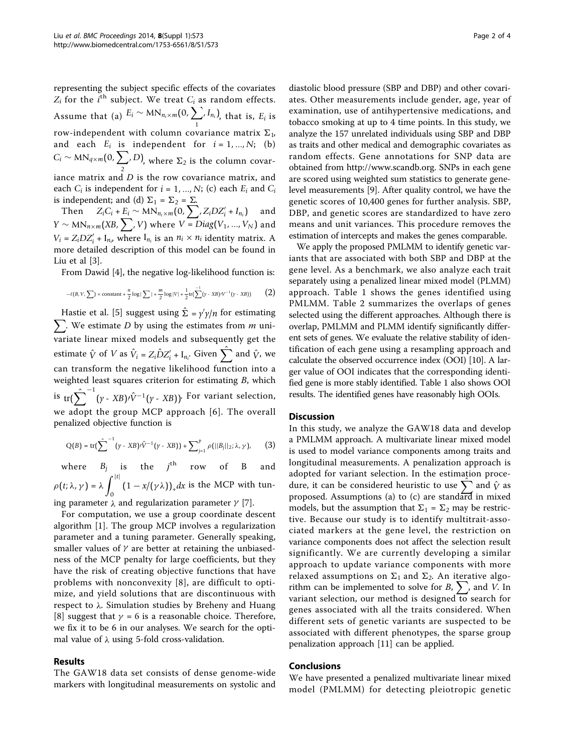representing the subject specific effects of the covariates $Z_i$ for the $i^{\text{th}}$ subject. We treat $C_i$ as random effects. Assume that (a) $E_i \sim \text{MN}_{n_i \times m}(0, \sum_1, I_{n_i})$, that is, $E_i$ is row-independent with column covariance matrix $\Sigma_1$, and each $E_i$ is independent for $i = 1, \ldots, N$; (b) $C_i \sim \text{MN}_{q \times m}(0, \sum_2, D)$, where $\Sigma_2$ is the column covariance matrix and $D$ is the row covariance matrix, and each $C_i$ is independent for $i = 1, \ldots, N$; (c) each $E_i$ and $C_i$ is independent; and (d) $\Sigma_1 = \Sigma_2 = \Sigma$.

Then $Z_i C_i + E_i \sim \text{MN}_{n_i \times m}(0, \sum, Z_i D Z_i' + I_{n_i})$ and $Y \sim \text{MN}_{n \times m}(XB, \sum, V)$ where $V = Diag(V_1, \ldots, V_N)$ and $V_i = Z_i D Z_i' + \text{I}_{n_i}$, where $\text{I}_{n_i}$ is an $n_i \times n_i$ identity matrix. A more detailed description of this model can be found in Liu et al [3].

From Dawid [4], the negative log-likelihood function is:

$$-\ell(B, V, \sum) = \text{constant} + \frac{n}{2}\log|\sum| + \frac{m}{2}\log|V| + \frac{1}{2}\text{tr}(\sum^{-1}(y - XB)'V^{-1}(y - XB)) \quad (2)$$

Hastie et al. [5] suggest using $\hat{\Sigma} = y'y/n$ for estimating $\sum$. We estimate $D$ by using the estimates from $m$ univariate linear mixed models and subsequently get the estimate $\hat{V}$ of $V$ as $\hat{V}_i = Z_i \hat{D} Z_i' + \text{I}_{n_i}$. Given $\hat{\sum}$ and $\hat{V}$, we can transform the negative likelihood function into a weighted least squares criterion for estimating $B$, which is $\text{tr}(\hat{\sum}^{-1}(y - XB)'\hat{V}^{-1}(y - XB))$. For variant selection, we adopt the group MCP approach [6]. The overall penalized objective function is

$$\text{Q}(B) = \text{tr}(\hat{\sum}^{-1}(y - XB)'\hat{V}^{-1}(y - XB)) + \sum_{j=1}^{p} \rho(||B_j||_2; \lambda, \gamma), \quad (3)$$

where $B_j$ is the $j^{\text{th}}$ row of B and $\rho(t; \lambda, \gamma) = \lambda \int_0^{|t|} (1 - x/(\gamma\lambda))_+ dx$ is the MCP with tuning parameter $\lambda$ and regularization parameter $\gamma$ [7].

For computation, we use a group coordinate descent algorithm [1]. The group MCP involves a regularization parameter and a tuning parameter. Generally speaking, smaller values of $\gamma$ are better at retaining the unbiasedness of the MCP penalty for large coefficients, but they have the risk of creating objective functions that have problems with nonconvexity [8], are difficult to optimize, and yield solutions that are discontinuous with respect to $\lambda$. Simulation studies by Breheny and Huang [8] suggest that $\gamma = 6$ is a reasonable choice. Therefore, we fix it to be 6 in our analyses. We search for the optimal value of $\lambda$ using 5-fold cross-validation.

## Results

The GAW18 data set consists of dense genome-wide markers with longitudinal measurements on systolic and diastolic blood pressure (SBP and DBP) and other covariates. Other measurements include gender, age, year of examination, use of antihypertensive medications, and tobacco smoking at up to 4 time points. In this study, we analyze the 157 unrelated individuals using SBP and DBP as traits and other medical and demographic covariates as random effects. Gene annotations for SNP data are obtained from http://www.scandb.org. SNPs in each gene are scored using weighted sum statistics to generate gene-level measurements [9]. After quality control, we have the genetic scores of 10,400 genes for further analysis. SBP, DBP, and genetic scores are standardized to have zero means and unit variances. This procedure removes the estimation of intercepts and makes the genes comparable.

We apply the proposed PMLMM to identify genetic variants that are associated with both SBP and DBP at the gene level. As a benchmark, we also analyze each trait separately using a penalized linear mixed model (PLMM) approach. Table 1 shows the genes identified using PMLMM. Table 2 summarizes the overlaps of genes selected using the different approaches. Although there is overlap, PMLMM and PLMM identify significantly different sets of genes. We evaluate the relative stability of identification of each gene using a resampling approach and calculate the observed occurrence index (OOI) [10]. A larger value of OOI indicates that the corresponding identified gene is more stably identified. Table 1 also shows OOI results. The identified genes have reasonably high OOIs.

## Discussion

In this study, we analyze the GAW18 data and develop a PMLMM approach. A multivariate linear mixed model is used to model variance components among traits and longitudinal measurements. A penalization approach is adopted for variant selection. In the estimation procedure, it can be considered heuristic to use $\hat{\sum}$ and $\hat{V}$ as proposed. Assumptions (a) to (c) are standard in mixed models, but the assumption that $\Sigma_1 = \Sigma_2$ may be restrictive. Because our study is to identify multitrait-associated markers at the gene level, the restriction on variance components does not affect the selection result significantly. We are currently developing a similar approach to update variance components with more relaxed assumptions on $\Sigma_1$ and $\Sigma_2$. An iterative algorithm can be implemented to solve for $B$, $\sum$, and $V$. In variant selection, our method is designed to search for genes associated with all the traits considered. When different sets of genetic variants are suspected to be associated with different phenotypes, the sparse group penalization approach [11] can be applied.

## Conclusions

We have presented a penalized multivariate linear mixed model (PMLMM) for detecting pleiotropic genetic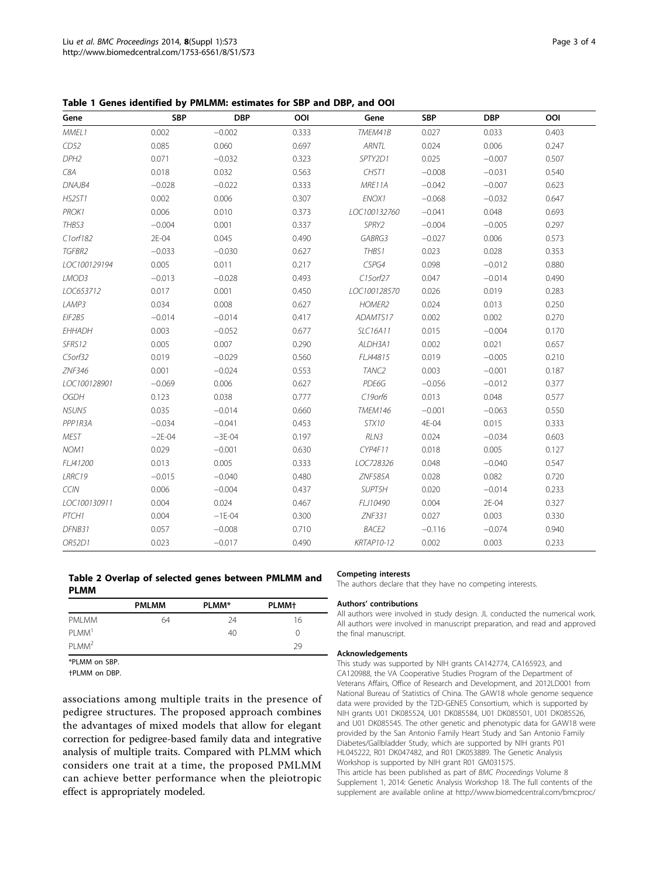**Table 1 Genes identified by PMLMM: estimates for SBP and DBP, and OOI**

| Gene | SBP | DBP | OOI | Gene | SBP | DBP | OOI |
|---|---|---|---|---|---|---|---|
| *MMEL1* | 0.002 | −0.002 | 0.333 | *TMEM41B* | 0.027 | 0.033 | 0.403 |
| *CD52* | 0.085 | 0.060 | 0.697 | *ARNTL* | 0.024 | 0.006 | 0.247 |
| *DPH2* | 0.071 | −0.032 | 0.323 | *SPTY2D1* | 0.025 | −0.007 | 0.507 |
| *C8A* | 0.018 | 0.032 | 0.563 | *CHST1* | −0.008 | −0.031 | 0.540 |
| *DNAJB4* | −0.028 | −0.022 | 0.333 | *MRE11A* | −0.042 | −0.007 | 0.623 |
| *HS2ST1* | 0.002 | 0.006 | 0.307 | *ENOX1* | −0.068 | −0.032 | 0.647 |
| *PROK1* | 0.006 | 0.010 | 0.373 | *LOC100132760* | −0.041 | 0.048 | 0.693 |
| *THBS3* | −0.004 | 0.001 | 0.337 | *SPRY2* | −0.004 | −0.005 | 0.297 |
| *C1orf182* | 2E-04 | 0.045 | 0.490 | *GABRG3* | −0.027 | 0.006 | 0.573 |
| *TGFBR2* | −0.033 | −0.030 | 0.627 | *THBS1* | 0.023 | 0.028 | 0.353 |
| *LOC100129194* | 0.005 | 0.011 | 0.217 | *CSPG4* | 0.098 | −0.012 | 0.880 |
| *LMOD3* | −0.013 | −0.028 | 0.493 | *C15orf27* | 0.047 | −0.014 | 0.490 |
| *LOC653712* | 0.017 | 0.001 | 0.450 | *LOC100128570* | 0.026 | 0.019 | 0.283 |
| *LAMP3* | 0.034 | 0.008 | 0.627 | *HOMER2* | 0.024 | 0.013 | 0.250 |
| *EIF2B5* | −0.014 | −0.014 | 0.417 | *ADAMTS17* | 0.002 | 0.002 | 0.270 |
| *EHHADH* | 0.003 | −0.052 | 0.677 | *SLC16A11* | 0.015 | −0.004 | 0.170 |
| *SFRS12* | 0.005 | 0.007 | 0.290 | *ALDH3A1* | 0.002 | 0.021 | 0.657 |
| *C5orf32* | 0.019 | −0.029 | 0.560 | *FLJ44815* | 0.019 | −0.005 | 0.210 |
| *ZNF346* | 0.001 | −0.024 | 0.553 | *TANC2* | 0.003 | −0.001 | 0.187 |
| *LOC100128901* | −0.069 | 0.006 | 0.627 | *PDE6G* | −0.056 | −0.012 | 0.377 |
| *OGDH* | 0.123 | 0.038 | 0.777 | *C19orf6* | 0.013 | 0.048 | 0.577 |
| *NSUN5* | 0.035 | −0.014 | 0.660 | *TMEM146* | −0.001 | −0.063 | 0.550 |
| *PPP1R3A* | −0.034 | −0.041 | 0.453 | *STX10* | 4E-04 | 0.015 | 0.333 |
| *MEST* | −2E-04 | −3E-04 | 0.197 | *RLN3* | 0.024 | −0.034 | 0.603 |
| *NOM1* | 0.029 | −0.001 | 0.630 | *CYP4F11* | 0.018 | 0.005 | 0.127 |
| *FLJ41200* | 0.013 | 0.005 | 0.333 | *LOC728326* | 0.048 | −0.040 | 0.547 |
| *LRRC19* | −0.015 | −0.040 | 0.480 | *ZNF585A* | 0.028 | 0.082 | 0.720 |
| *CCIN* | 0.006 | −0.004 | 0.437 | *SUPT5H* | 0.020 | −0.014 | 0.233 |
| *LOC100130911* | 0.004 | 0.024 | 0.467 | *FLJ10490* | 0.004 | 2E-04 | 0.327 |
| *PTCH1* | 0.004 | −1E-04 | 0.300 | *ZNF331* | 0.027 | 0.003 | 0.330 |
| *DFNB31* | 0.057 | −0.008 | 0.710 | *BACE2* | −0.116 | −0.074 | 0.940 |
| *OR52D1* | 0.023 | −0.017 | 0.490 | *KRTAP10-12* | 0.002 | 0.003 | 0.233 |

**Table 2 Overlap of selected genes between PMLMM and PLMM**

| | PMLMM | PLMM* | PLMM† |
|---|---|---|---|
| PMLMM | 64 | 24 | 16 |
| PLMM[1] | | 40 | 0 |
| PLMM[2] | | | 29 |

*PLMM on SBP.

†PLMM on DBP.

associations among multiple traits in the presence of pedigree structures. The proposed approach combines the advantages of mixed models that allow for elegant correction for pedigree-based family data and integrative analysis of multiple traits. Compared with PLMM which considers one trait at a time, the proposed PMLMM can achieve better performance when the pleiotropic effect is appropriately modeled.

#### Competing interests

The authors declare that they have no competing interests.

#### Authors' contributions

All authors were involved in study design. JL conducted the numerical work. All authors were involved in manuscript preparation, and read and approved the final manuscript.

#### Acknowledgements

This study was supported by NIH grants CA142774, CA165923, and CA120988, the VA Cooperative Studies Program of the Department of Veterans Affairs, Office of Research and Development, and 2012LD001 from National Bureau of Statistics of China. The GAW18 whole genome sequence data were provided by the T2D-GENES Consortium, which is supported by NIH grants U01 DK085524, U01 DK085584, U01 DK085501, U01 DK085526, and U01 DK085545. The other genetic and phenotypic data for GAW18 were provided by the San Antonio Family Heart Study and San Antonio Family Diabetes/Gallbladder Study, which are supported by NIH grants P01 HL045222, R01 DK047482, and R01 DK053889. The Genetic Analysis Workshop is supported by NIH grant R01 GM031575.

This article has been published as part of *BMC Proceedings* Volume 8 Supplement 1, 2014: Genetic Analysis Workshop 18. The full contents of the supplement are available online at http://www.biomedcentral.com/bmcproc/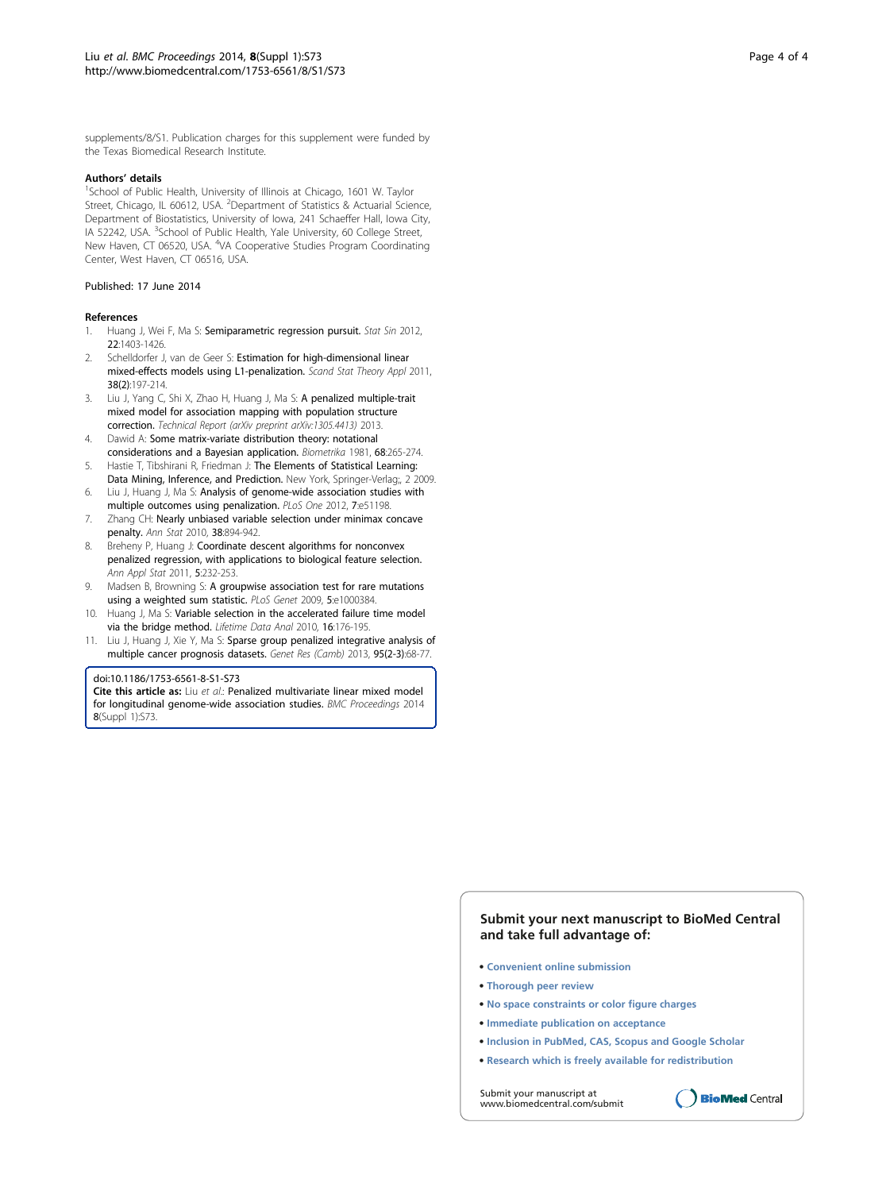supplements/8/S1. Publication charges for this supplement were funded by the Texas Biomedical Research Institute.

### Authors' details

[1]School of Public Health, University of Illinois at Chicago, 1601 W. Taylor Street, Chicago, IL 60612, USA. [2]Department of Statistics & Actuarial Science, Department of Biostatistics, University of Iowa, 241 Schaeffer Hall, Iowa City, IA 52242, USA. [3]School of Public Health, Yale University, 60 College Street, New Haven, CT 06520, USA. [4]VA Cooperative Studies Program Coordinating Center, West Haven, CT 06516, USA.

Published: 17 June 2014

### References

1. Huang J, Wei F, Ma S: **Semiparametric regression pursuit.** *Stat Sin* 2012, **22**:1403-1426.
2. Schelldorfer J, van de Geer S: **Estimation for high-dimensional linear mixed-effects models using L1-penalization.** *Scand Stat Theory Appl* 2011, **38(2)**:197-214.
3. Liu J, Yang C, Shi X, Zhao H, Huang J, Ma S: **A penalized multiple-trait mixed model for association mapping with population structure correction.** *Technical Report (arXiv preprint arXiv:1305.4413)* 2013.
4. Dawid A: **Some matrix-variate distribution theory: notational considerations and a Bayesian application.** *Biometrika* 1981, **68**:265-274.
5. Hastie T, Tibshirani R, Friedman J: **The Elements of Statistical Learning: Data Mining, Inference, and Prediction.** New York, Springer-Verlag;, 2 2009.
6. Liu J, Huang J, Ma S: **Analysis of genome-wide association studies with multiple outcomes using penalization.** *PLoS One* 2012, **7**:e51198.
7. Zhang CH: **Nearly unbiased variable selection under minimax concave penalty.** *Ann Stat* 2010, **38**:894-942.
8. Breheny P, Huang J: **Coordinate descent algorithms for nonconvex penalized regression, with applications to biological feature selection.** *Ann Appl Stat* 2011, **5**:232-253.
9. Madsen B, Browning S: **A groupwise association test for rare mutations using a weighted sum statistic.** *PLoS Genet* 2009, **5**:e1000384.
10. Huang J, Ma S: **Variable selection in the accelerated failure time model via the bridge method.** *Lifetime Data Anal* 2010, **16**:176-195.
11. Liu J, Huang J, Xie Y, Ma S: **Sparse group penalized integrative analysis of multiple cancer prognosis datasets.** *Genet Res (Camb)* 2013, **95(2-3)**:68-77.

doi:10.1186/1753-6561-8-S1-S73
**Cite this article as:** Liu *et al.*: Penalized multivariate linear mixed model for longitudinal genome-wide association studies. *BMC Proceedings* 2014 **8**(Suppl 1):S73.

**Submit your next manuscript to BioMed Central and take full advantage of:**

- Convenient online submission
- Thorough peer review
- No space constraints or color figure charges
- Immediate publication on acceptance
- Inclusion in PubMed, CAS, Scopus and Google Scholar
- Research which is freely available for redistribution

Submit your manuscript at www.biomedcentral.com/submit

BioMed Central